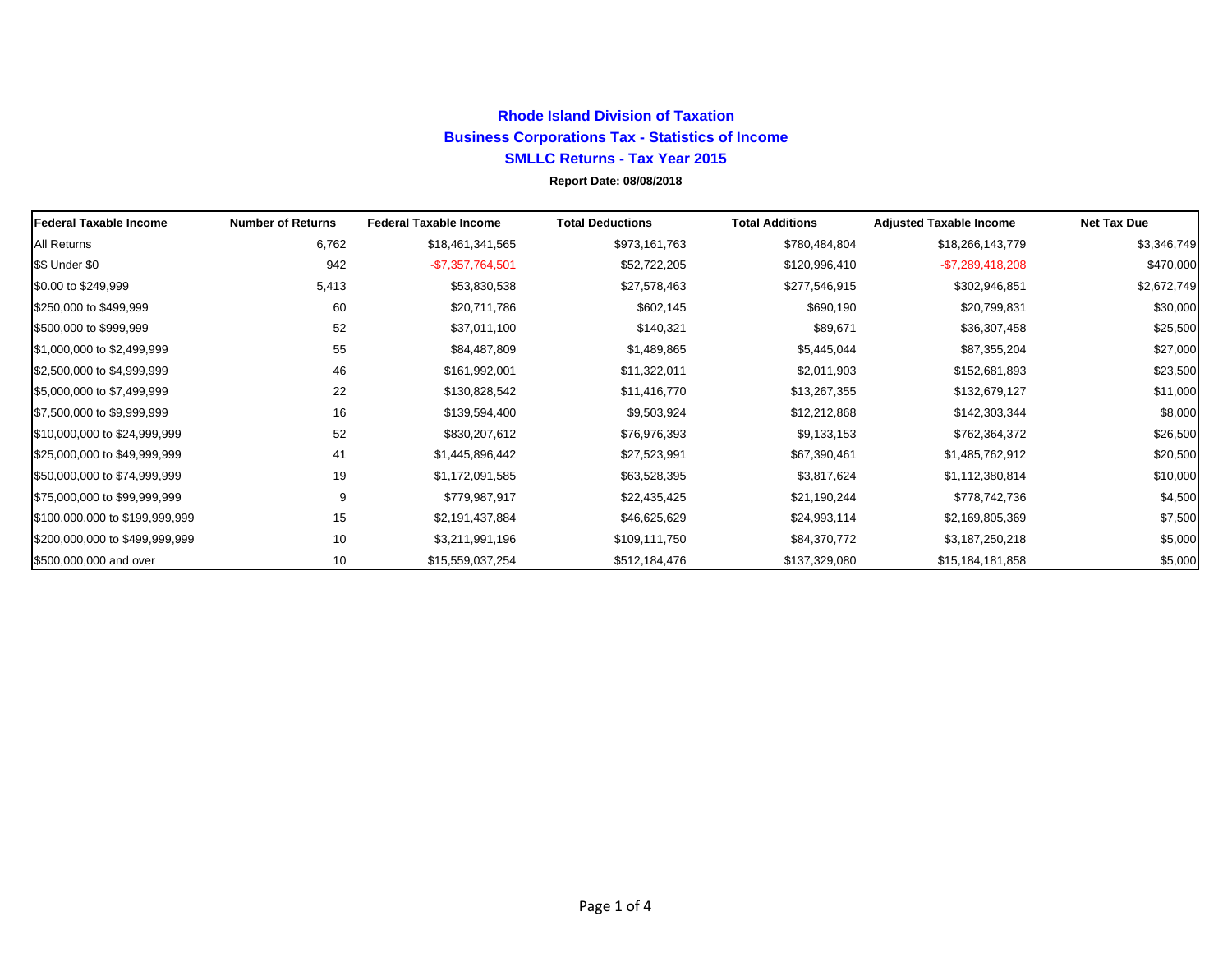# Rhode Island Division of Taxation

## Business Corporations Tax - Statistics of Income

## SMLLC Returns - Tax Year 2015

**Report Date: 08/08/2018**

| Federal Taxable Income | Number of Returns | Federal Taxable Income | Total Deductions | Total Additions | Adjusted Taxable Income | Net Tax Due |
|---|---|---|---|---|---|---|
| All Returns | 6,762 | $18,461,341,565 | $973,161,763 | $780,484,804 | $18,266,143,779 | $3,346,749 |
| $$ Under $0 | 942 | -$7,357,764,501 | $52,722,205 | $120,996,410 | -$7,289,418,208 | $470,000 |
| $0.00 to $249,999 | 5,413 | $53,830,538 | $27,578,463 | $277,546,915 | $302,946,851 | $2,672,749 |
| $250,000 to $499,999 | 60 | $20,711,786 | $602,145 | $690,190 | $20,799,831 | $30,000 |
| $500,000 to $999,999 | 52 | $37,011,100 | $140,321 | $89,671 | $36,307,458 | $25,500 |
| $1,000,000 to $2,499,999 | 55 | $84,487,809 | $1,489,865 | $5,445,044 | $87,355,204 | $27,000 |
| $2,500,000 to $4,999,999 | 46 | $161,992,001 | $11,322,011 | $2,011,903 | $152,681,893 | $23,500 |
| $5,000,000 to $7,499,999 | 22 | $130,828,542 | $11,416,770 | $13,267,355 | $132,679,127 | $11,000 |
| $7,500,000 to $9,999,999 | 16 | $139,594,400 | $9,503,924 | $12,212,868 | $142,303,344 | $8,000 |
| $10,000,000 to $24,999,999 | 52 | $830,207,612 | $76,976,393 | $9,133,153 | $762,364,372 | $26,500 |
| $25,000,000 to $49,999,999 | 41 | $1,445,896,442 | $27,523,991 | $67,390,461 | $1,485,762,912 | $20,500 |
| $50,000,000 to $74,999,999 | 19 | $1,172,091,585 | $63,528,395 | $3,817,624 | $1,112,380,814 | $10,000 |
| $75,000,000 to $99,999,999 | 9 | $779,987,917 | $22,435,425 | $21,190,244 | $778,742,736 | $4,500 |
| $100,000,000 to $199,999,999 | 15 | $2,191,437,884 | $46,625,629 | $24,993,114 | $2,169,805,369 | $7,500 |
| $200,000,000 to $499,999,999 | 10 | $3,211,991,196 | $109,111,750 | $84,370,772 | $3,187,250,218 | $5,000 |
| $500,000,000 and over | 10 | $15,559,037,254 | $512,184,476 | $137,329,080 | $15,184,181,858 | $5,000 |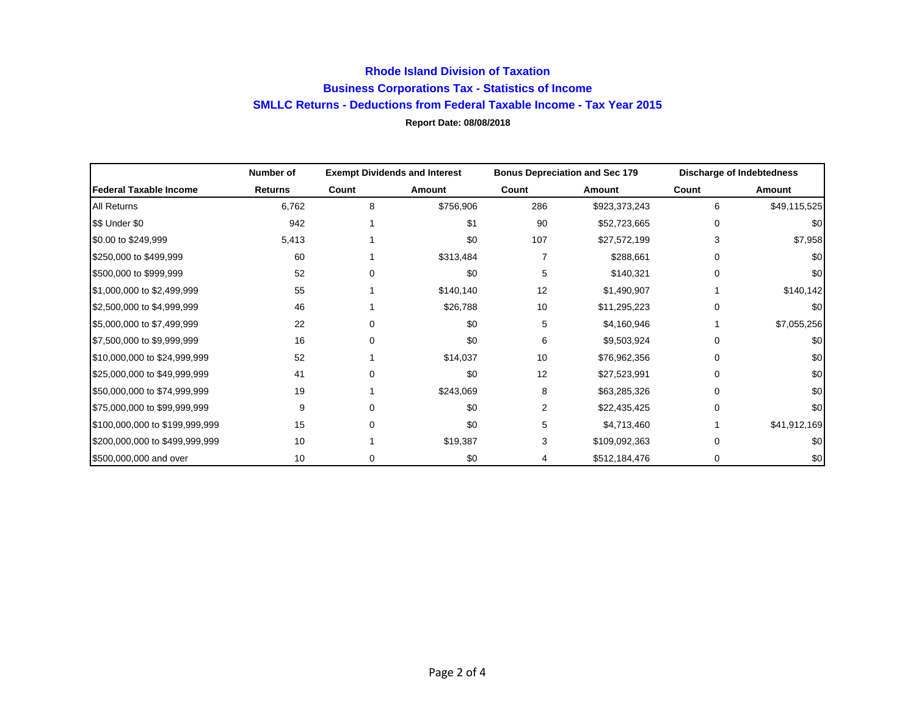# Rhode Island Division of Taxation

## Business Corporations Tax - Statistics of Income

## SMLLC Returns - Deductions from Federal Taxable Income - Tax Year 2015

**Report Date: 08/08/2018**

| | Number of | Exempt Dividends and Interest | | Bonus Depreciation and Sec 179 | | Discharge of Indebtedness | |
|---|---|---|---|---|---|---|---|
| **Federal Taxable Income** | **Returns** | **Count** | **Amount** | **Count** | **Amount** | **Count** | **Amount** |
| All Returns | 6,762 | 8 | $756,906 | 286 | $923,373,243 | 6 | $49,115,525 |
| $$ Under $0 | 942 | 1 | $1 | 90 | $52,723,665 | 0 | $0 |
| $0.00 to $249,999 | 5,413 | 1 | $0 | 107 | $27,572,199 | 3 | $7,958 |
| $250,000 to $499,999 | 60 | 1 | $313,484 | 7 | $288,661 | 0 | $0 |
| $500,000 to $999,999 | 52 | 0 | $0 | 5 | $140,321 | 0 | $0 |
| $1,000,000 to $2,499,999 | 55 | 1 | $140,140 | 12 | $1,490,907 | 1 | $140,142 |
| $2,500,000 to $4,999,999 | 46 | 1 | $26,788 | 10 | $11,295,223 | 0 | $0 |
| $5,000,000 to $7,499,999 | 22 | 0 | $0 | 5 | $4,160,946 | 1 | $7,055,256 |
| $7,500,000 to $9,999,999 | 16 | 0 | $0 | 6 | $9,503,924 | 0 | $0 |
| $10,000,000 to $24,999,999 | 52 | 1 | $14,037 | 10 | $76,962,356 | 0 | $0 |
| $25,000,000 to $49,999,999 | 41 | 0 | $0 | 12 | $27,523,991 | 0 | $0 |
| $50,000,000 to $74,999,999 | 19 | 1 | $243,069 | 8 | $63,285,326 | 0 | $0 |
| $75,000,000 to $99,999,999 | 9 | 0 | $0 | 2 | $22,435,425 | 0 | $0 |
| $100,000,000 to $199,999,999 | 15 | 0 | $0 | 5 | $4,713,460 | 1 | $41,912,169 |
| $200,000,000 to $499,999,999 | 10 | 1 | $19,387 | 3 | $109,092,363 | 0 | $0 |
| $500,000,000 and over | 10 | 0 | $0 | 4 | $512,184,476 | 0 | $0 |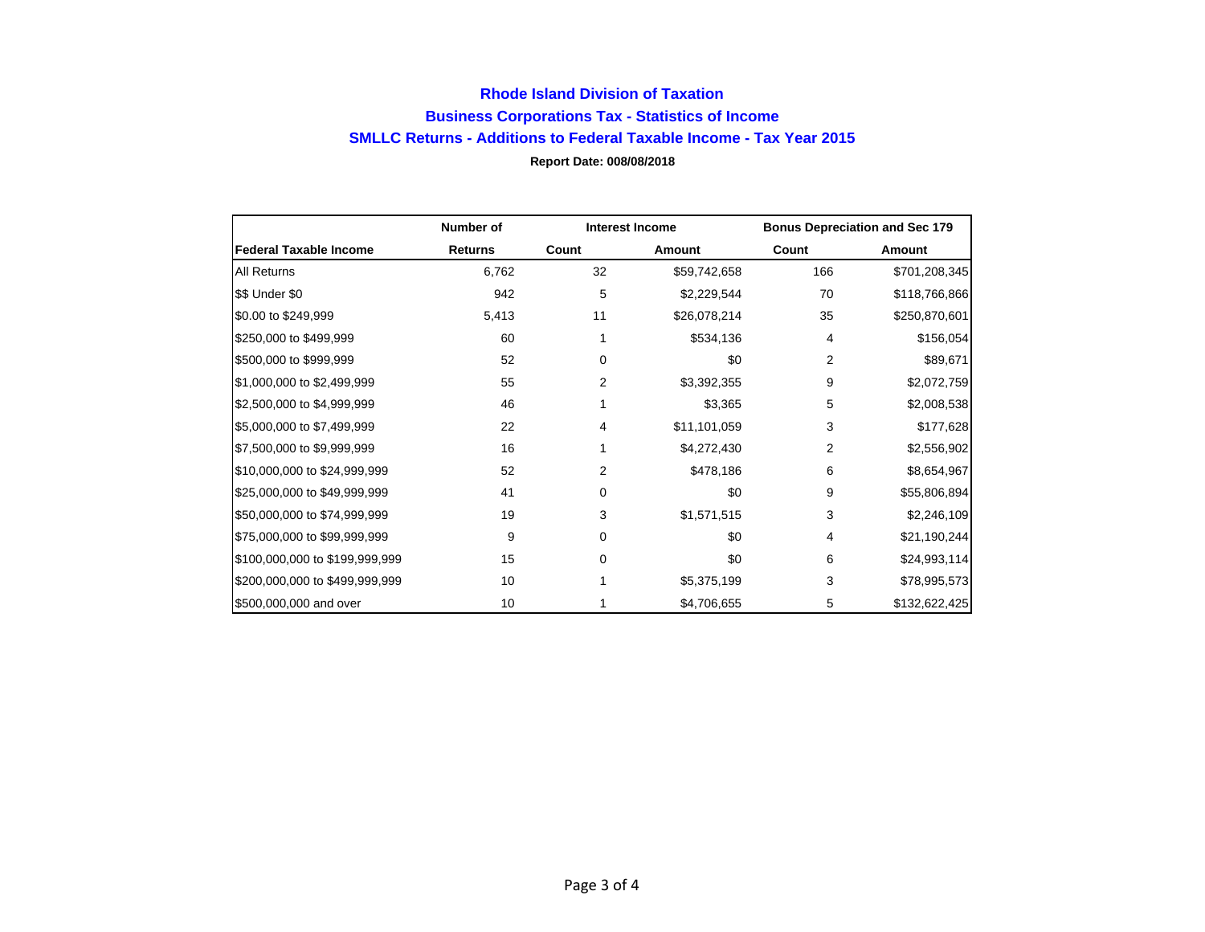## Rhode Island Division of Taxation

## Business Corporations Tax - Statistics of Income

## SMLLC Returns - Additions to Federal Taxable Income - Tax Year 2015

**Report Date: 008/08/2018**

| | Number of | Interest Income | | Bonus Depreciation and Sec 179 | |
|---|---|---|---|---|---|
| **Federal Taxable Income** | **Returns** | **Count** | **Amount** | **Count** | **Amount** |
| All Returns | 6,762 | 32 | $59,742,658 | 166 | $701,208,345 |
| $$ Under $0 | 942 | 5 | $2,229,544 | 70 | $118,766,866 |
| $0.00 to $249,999 | 5,413 | 11 | $26,078,214 | 35 | $250,870,601 |
| $250,000 to $499,999 | 60 | 1 | $534,136 | 4 | $156,054 |
| $500,000 to $999,999 | 52 | 0 | $0 | 2 | $89,671 |
| $1,000,000 to $2,499,999 | 55 | 2 | $3,392,355 | 9 | $2,072,759 |
| $2,500,000 to $4,999,999 | 46 | 1 | $3,365 | 5 | $2,008,538 |
| $5,000,000 to $7,499,999 | 22 | 4 | $11,101,059 | 3 | $177,628 |
| $7,500,000 to $9,999,999 | 16 | 1 | $4,272,430 | 2 | $2,556,902 |
| $10,000,000 to $24,999,999 | 52 | 2 | $478,186 | 6 | $8,654,967 |
| $25,000,000 to $49,999,999 | 41 | 0 | $0 | 9 | $55,806,894 |
| $50,000,000 to $74,999,999 | 19 | 3 | $1,571,515 | 3 | $2,246,109 |
| $75,000,000 to $99,999,999 | 9 | 0 | $0 | 4 | $21,190,244 |
| $100,000,000 to $199,999,999 | 15 | 0 | $0 | 6 | $24,993,114 |
| $200,000,000 to $499,999,999 | 10 | 1 | $5,375,199 | 3 | $78,995,573 |
| $500,000,000 and over | 10 | 1 | $4,706,655 | 5 | $132,622,425 |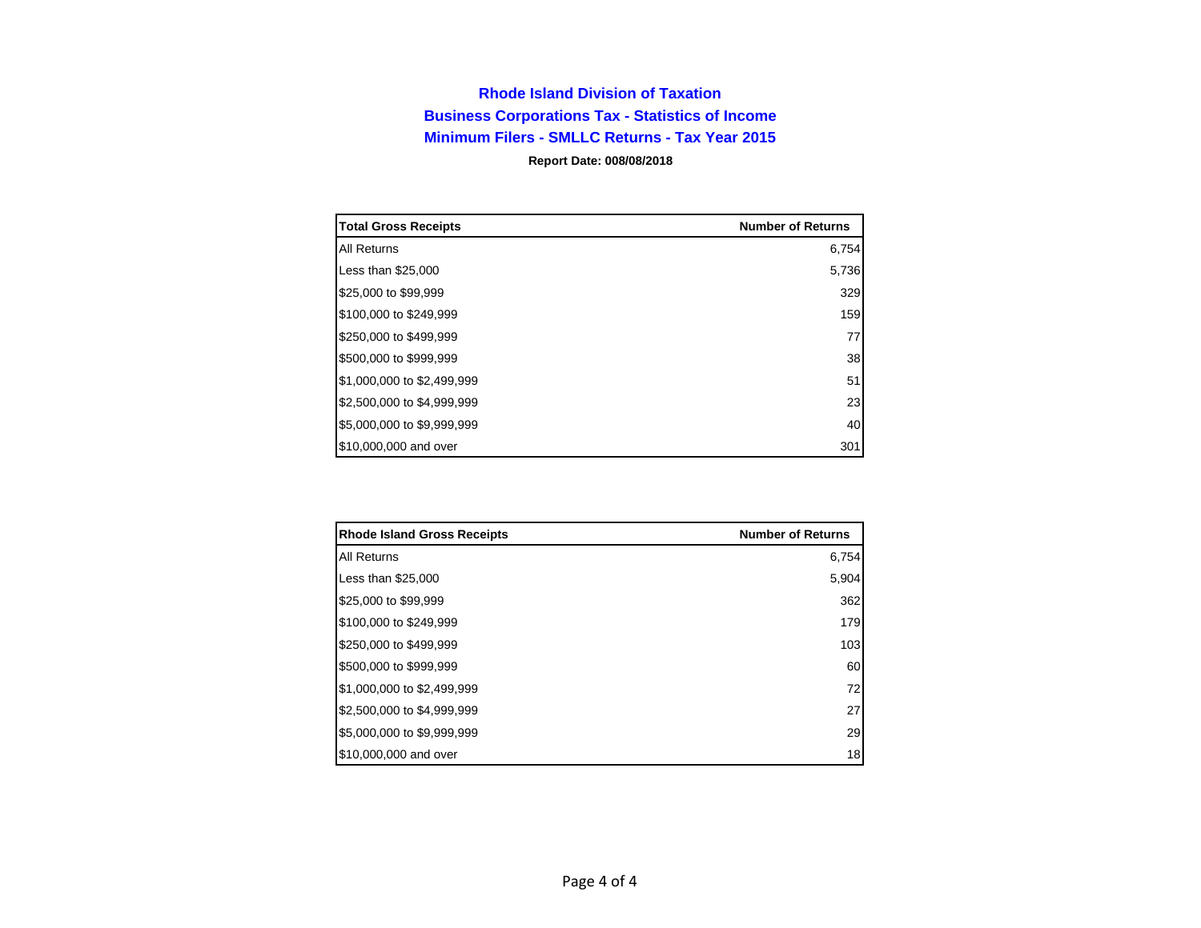# Rhode Island Division of Taxation

## Business Corporations Tax - Statistics of Income

## Minimum Filers - SMLLC Returns - Tax Year 2015

**Report Date: 008/08/2018**

| Total Gross Receipts | Number of Returns |
|---|---|
| All Returns | 6,754 |
| Less than $25,000 | 5,736 |
| $25,000 to $99,999 | 329 |
| $100,000 to $249,999 | 159 |
| $250,000 to $499,999 | 77 |
| $500,000 to $999,999 | 38 |
| $1,000,000 to $2,499,999 | 51 |
| $2,500,000 to $4,999,999 | 23 |
| $5,000,000 to $9,999,999 | 40 |
| $10,000,000 and over | 301 |

| Rhode Island Gross Receipts | Number of Returns |
|---|---|
| All Returns | 6,754 |
| Less than $25,000 | 5,904 |
| $25,000 to $99,999 | 362 |
| $100,000 to $249,999 | 179 |
| $250,000 to $499,999 | 103 |
| $500,000 to $999,999 | 60 |
| $1,000,000 to $2,499,999 | 72 |
| $2,500,000 to $4,999,999 | 27 |
| $5,000,000 to $9,999,999 | 29 |
| $10,000,000 and over | 18 |